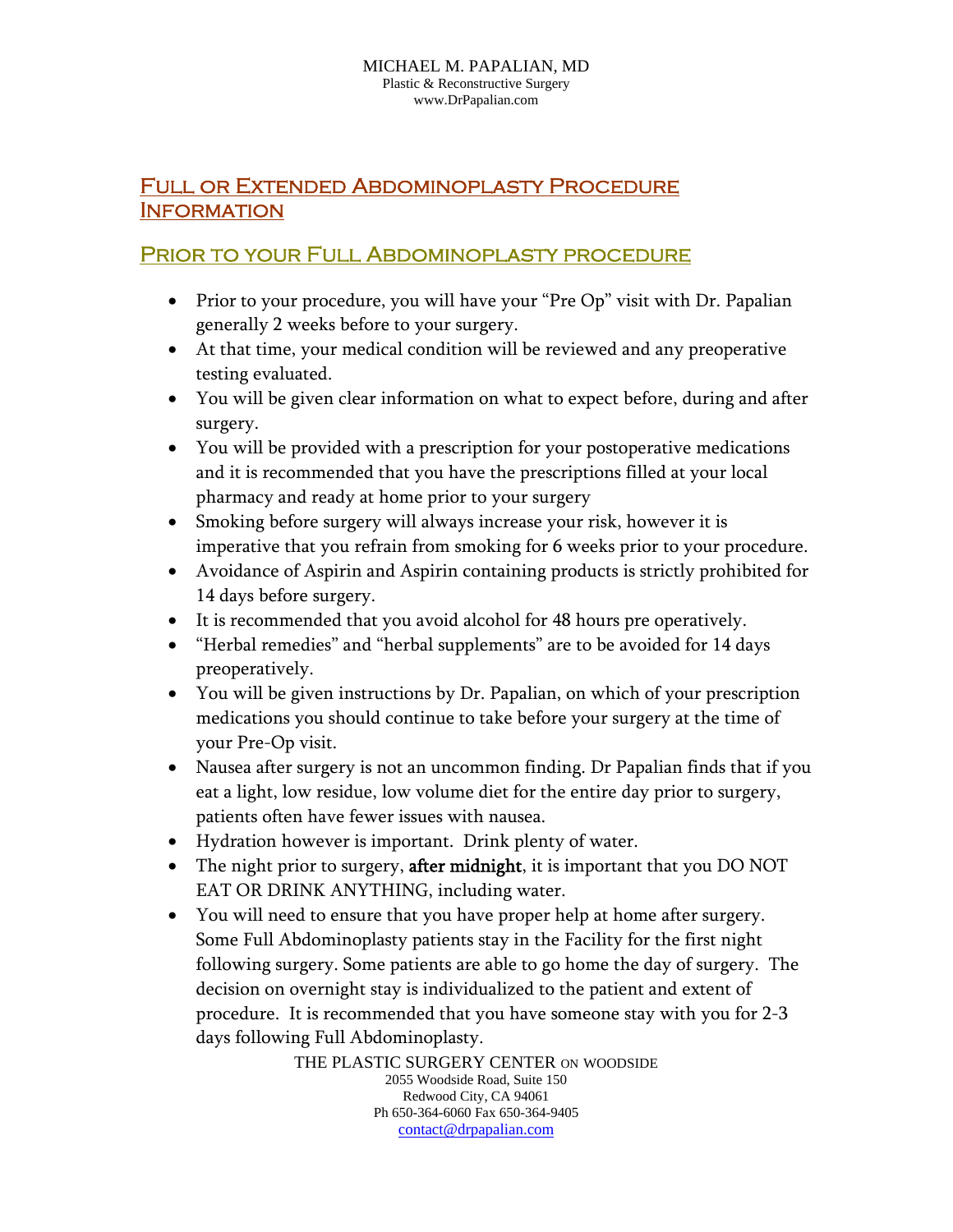MICHAEL M. PAPALIAN, MD
Plastic & Reconstructive Surgery
www.DrPapalian.com

# Full or Extended Abdominoplasty Procedure Information

## Prior to your Full Abdominoplasty procedure

- Prior to your procedure, you will have your "Pre Op" visit with Dr. Papalian generally 2 weeks before to your surgery.
- At that time, your medical condition will be reviewed and any preoperative testing evaluated.
- You will be given clear information on what to expect before, during and after surgery.
- You will be provided with a prescription for your postoperative medications and it is recommended that you have the prescriptions filled at your local pharmacy and ready at home prior to your surgery
- Smoking before surgery will always increase your risk, however it is imperative that you refrain from smoking for 6 weeks prior to your procedure.
- Avoidance of Aspirin and Aspirin containing products is strictly prohibited for 14 days before surgery.
- It is recommended that you avoid alcohol for 48 hours pre operatively.
- "Herbal remedies" and "herbal supplements" are to be avoided for 14 days preoperatively.
- You will be given instructions by Dr. Papalian, on which of your prescription medications you should continue to take before your surgery at the time of your Pre-Op visit.
- Nausea after surgery is not an uncommon finding. Dr Papalian finds that if you eat a light, low residue, low volume diet for the entire day prior to surgery, patients often have fewer issues with nausea.
- Hydration however is important. Drink plenty of water.
- The night prior to surgery, **after midnight**, it is important that you DO NOT EAT OR DRINK ANYTHING, including water.
- You will need to ensure that you have proper help at home after surgery. Some Full Abdominoplasty patients stay in the Facility for the first night following surgery. Some patients are able to go home the day of surgery. The decision on overnight stay is individualized to the patient and extent of procedure. It is recommended that you have someone stay with you for 2-3 days following Full Abdominoplasty.

THE PLASTIC SURGERY CENTER ON WOODSIDE
2055 Woodside Road, Suite 150
Redwood City, CA 94061
Ph 650-364-6060 Fax 650-364-9405
contact@drpapalian.com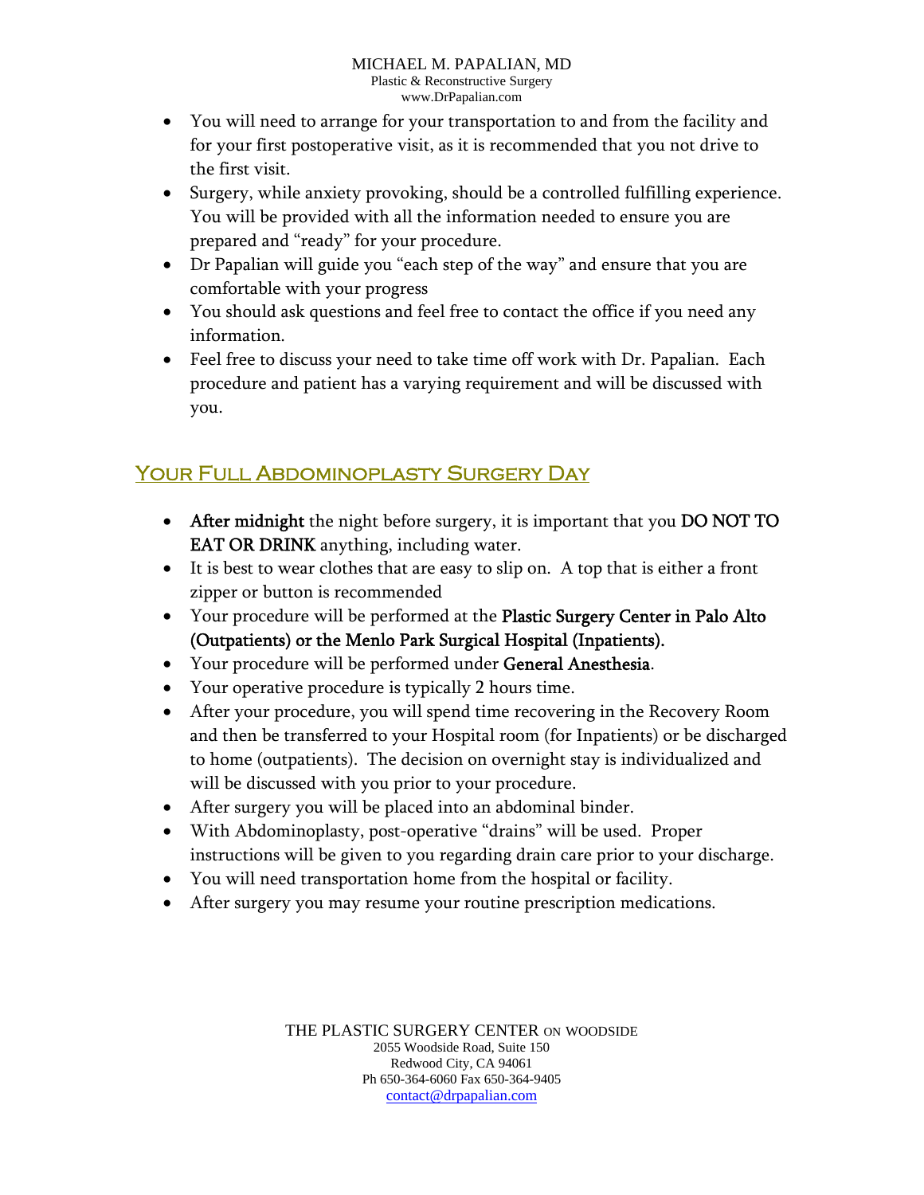- You will need to arrange for your transportation to and from the facility and for your first postoperative visit, as it is recommended that you not drive to the first visit.
- Surgery, while anxiety provoking, should be a controlled fulfilling experience. You will be provided with all the information needed to ensure you are prepared and "ready" for your procedure.
- Dr Papalian will guide you "each step of the way" and ensure that you are comfortable with your progress
- You should ask questions and feel free to contact the office if you need any information.
- Feel free to discuss your need to take time off work with Dr. Papalian. Each procedure and patient has a varying requirement and will be discussed with you.

## Your Full Abdominoplasty Surgery Day

- **After midnight** the night before surgery, it is important that you **DO NOT TO EAT OR DRINK** anything, including water.
- It is best to wear clothes that are easy to slip on. A top that is either a front zipper or button is recommended
- Your procedure will be performed at the **Plastic Surgery Center in Palo Alto (Outpatients) or the Menlo Park Surgical Hospital (Inpatients).**
- Your procedure will be performed under **General Anesthesia**.
- Your operative procedure is typically 2 hours time.
- After your procedure, you will spend time recovering in the Recovery Room and then be transferred to your Hospital room (for Inpatients) or be discharged to home (outpatients). The decision on overnight stay is individualized and will be discussed with you prior to your procedure.
- After surgery you will be placed into an abdominal binder.
- With Abdominoplasty, post-operative "drains" will be used. Proper instructions will be given to you regarding drain care prior to your discharge.
- You will need transportation home from the hospital or facility.
- After surgery you may resume your routine prescription medications.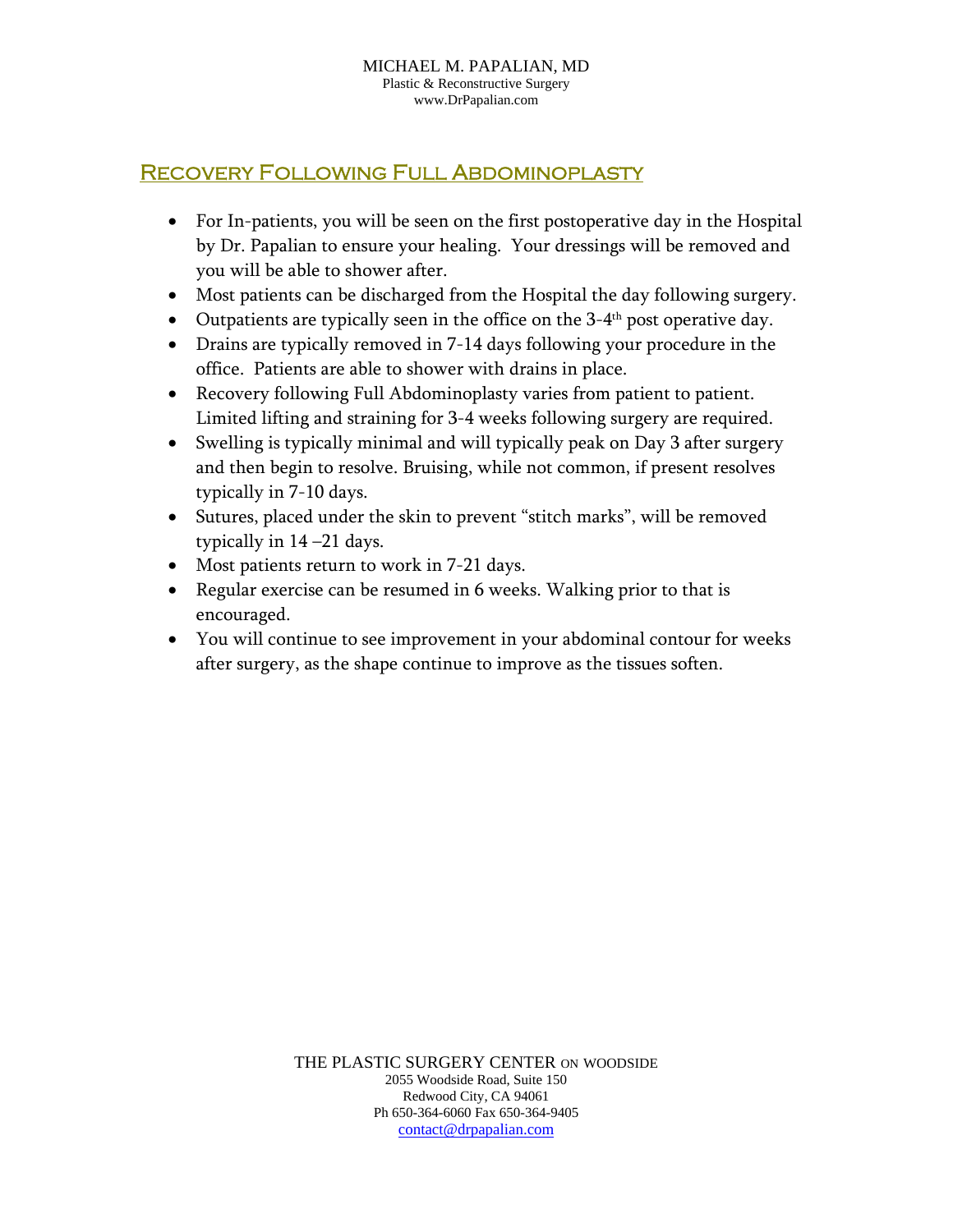MICHAEL M. PAPALIAN, MD
Plastic & Reconstructive Surgery
www.DrPapalian.com

## Recovery Following Full Abdominoplasty

- For In-patients, you will be seen on the first postoperative day in the Hospital by Dr. Papalian to ensure your healing. Your dressings will be removed and you will be able to shower after.
- Most patients can be discharged from the Hospital the day following surgery.
- Outpatients are typically seen in the office on the 3-4th post operative day.
- Drains are typically removed in 7-14 days following your procedure in the office. Patients are able to shower with drains in place.
- Recovery following Full Abdominoplasty varies from patient to patient. Limited lifting and straining for 3-4 weeks following surgery are required.
- Swelling is typically minimal and will typically peak on Day 3 after surgery and then begin to resolve. Bruising, while not common, if present resolves typically in 7-10 days.
- Sutures, placed under the skin to prevent "stitch marks", will be removed typically in 14 –21 days.
- Most patients return to work in 7-21 days.
- Regular exercise can be resumed in 6 weeks. Walking prior to that is encouraged.
- You will continue to see improvement in your abdominal contour for weeks after surgery, as the shape continue to improve as the tissues soften.

THE PLASTIC SURGERY CENTER ON WOODSIDE
2055 Woodside Road, Suite 150
Redwood City, CA 94061
Ph 650-364-6060 Fax 650-364-9405
contact@drpapalian.com